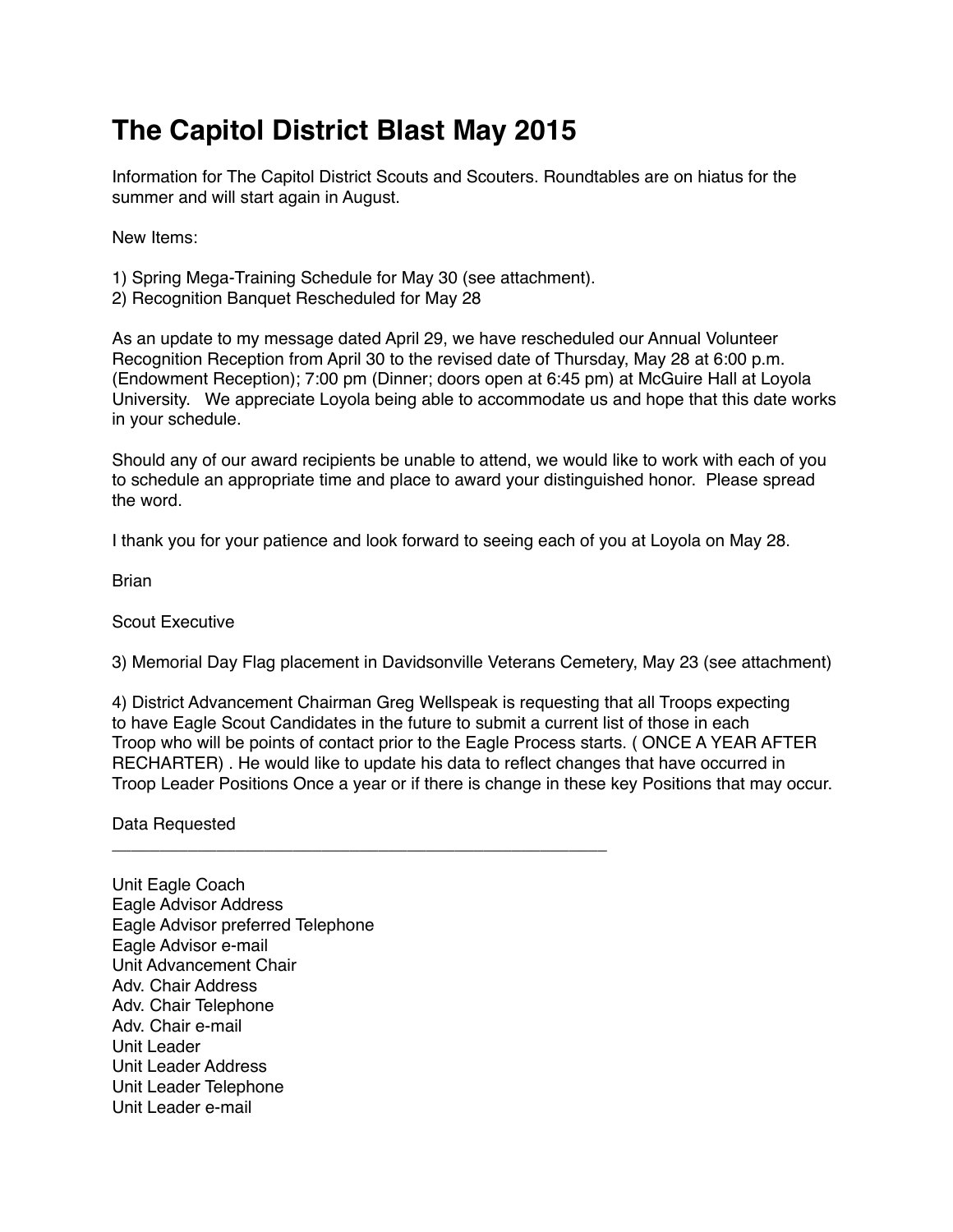# The Capitol District Blast May 2015

Information for The Capitol District Scouts and Scouters. Roundtables are on hiatus for the summer and will start again in August.

New Items:

1) Spring Mega-Training Schedule for May 30 (see attachment).
2) Recognition Banquet Rescheduled for May 28

As an update to my message dated April 29, we have rescheduled our Annual Volunteer Recognition Reception from April 30 to the revised date of Thursday, May 28 at 6:00 p.m. (Endowment Reception); 7:00 pm (Dinner; doors open at 6:45 pm) at McGuire Hall at Loyola University.   We appreciate Loyola being able to accommodate us and hope that this date works in your schedule.

Should any of our award recipients be unable to attend, we would like to work with each of you to schedule an appropriate time and place to award your distinguished honor.  Please spread the word.

I thank you for your patience and look forward to seeing each of you at Loyola on May 28.

Brian

Scout Executive

3) Memorial Day Flag placement in Davidsonville Veterans Cemetery, May 23 (see attachment)

4) District Advancement Chairman Greg Wellspeak is requesting that all Troops expecting to have Eagle Scout Candidates in the future to submit a current list of those in each Troop who will be points of contact prior to the Eagle Process starts. ( ONCE A YEAR AFTER RECHARTER) . He would like to update his data to reflect changes that have occurred in Troop Leader Positions Once a year or if there is change in these key Positions that may occur.

Data Requested

---

Unit Eagle Coach
Eagle Advisor Address
Eagle Advisor preferred Telephone
Eagle Advisor e-mail
Unit Advancement Chair
Adv. Chair Address
Adv. Chair Telephone
Adv. Chair e-mail
Unit Leader
Unit Leader Address
Unit Leader Telephone
Unit Leader e-mail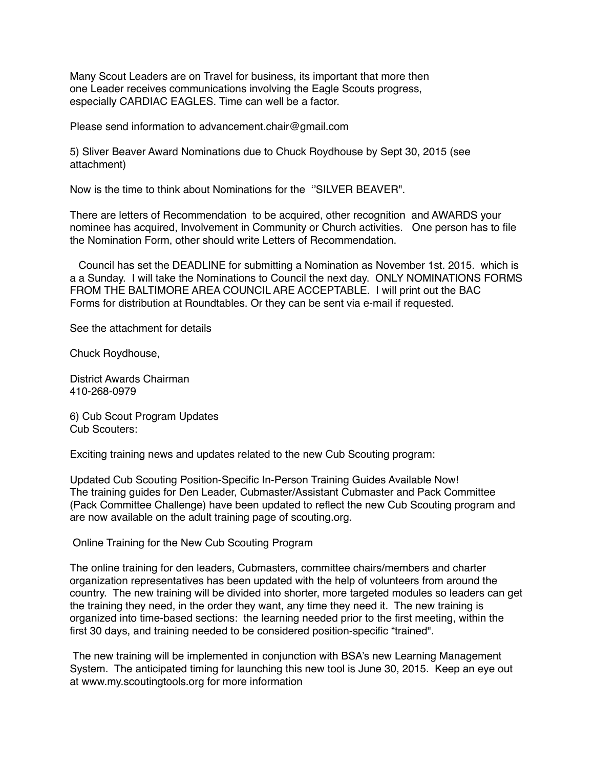Many Scout Leaders are on Travel for business, its important that more then one Leader receives communications involving the Eagle Scouts progress, especially CARDIAC EAGLES. Time can well be a factor.

Please send information to advancement.chair@gmail.com

5) Sliver Beaver Award Nominations due to Chuck Roydhouse by Sept 30, 2015 (see attachment)

Now is the time to think about Nominations for the ‘’SILVER BEAVER".

There are letters of Recommendation to be acquired, other recognition and AWARDS your nominee has acquired, Involvement in Community or Church activities. One person has to file the Nomination Form, other should write Letters of Recommendation.

Council has set the DEADLINE for submitting a Nomination as November 1st. 2015. which is a a Sunday. I will take the Nominations to Council the next day. ONLY NOMINATIONS FORMS FROM THE BALTIMORE AREA COUNCIL ARE ACCEPTABLE. I will print out the BAC Forms for distribution at Roundtables. Or they can be sent via e-mail if requested.

See the attachment for details

Chuck Roydhouse,

District Awards Chairman
410-268-0979

6) Cub Scout Program Updates
Cub Scouters:

Exciting training news and updates related to the new Cub Scouting program:

Updated Cub Scouting Position-Specific In-Person Training Guides Available Now!
The training guides for Den Leader, Cubmaster/Assistant Cubmaster and Pack Committee (Pack Committee Challenge) have been updated to reflect the new Cub Scouting program and are now available on the adult training page of scouting.org.

Online Training for the New Cub Scouting Program

The online training for den leaders, Cubmasters, committee chairs/members and charter organization representatives has been updated with the help of volunteers from around the country. The new training will be divided into shorter, more targeted modules so leaders can get the training they need, in the order they want, any time they need it. The new training is organized into time-based sections: the learning needed prior to the first meeting, within the first 30 days, and training needed to be considered position-specific “trained".

The new training will be implemented in conjunction with BSA’s new Learning Management System. The anticipated timing for launching this new tool is June 30, 2015. Keep an eye out at www.my.scoutingtools.org for more information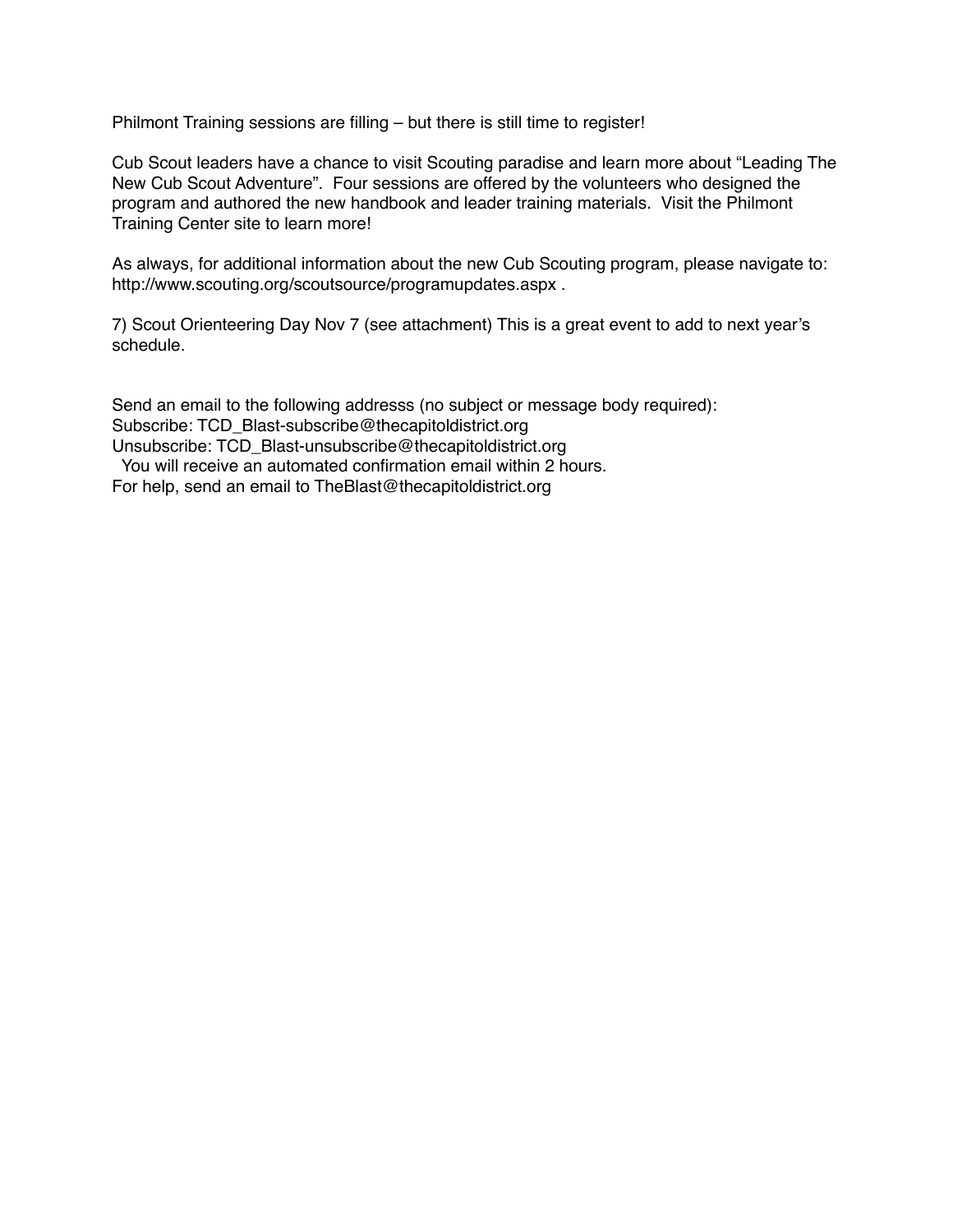Philmont Training sessions are filling – but there is still time to register!

Cub Scout leaders have a chance to visit Scouting paradise and learn more about “Leading The New Cub Scout Adventure”.  Four sessions are offered by the volunteers who designed the program and authored the new handbook and leader training materials.  Visit the Philmont Training Center site to learn more!

As always, for additional information about the new Cub Scouting program, please navigate to: http://www.scouting.org/scoutsource/programupdates.aspx .

7) Scout Orienteering Day Nov 7 (see attachment) This is a great event to add to next year’s schedule.

Send an email to the following addresss (no subject or message body required):
Subscribe: TCD_Blast-subscribe@thecapitoldistrict.org
Unsubscribe: TCD_Blast-unsubscribe@thecapitoldistrict.org
You will receive an automated confirmation email within 2 hours.
For help, send an email to TheBlast@thecapitoldistrict.org